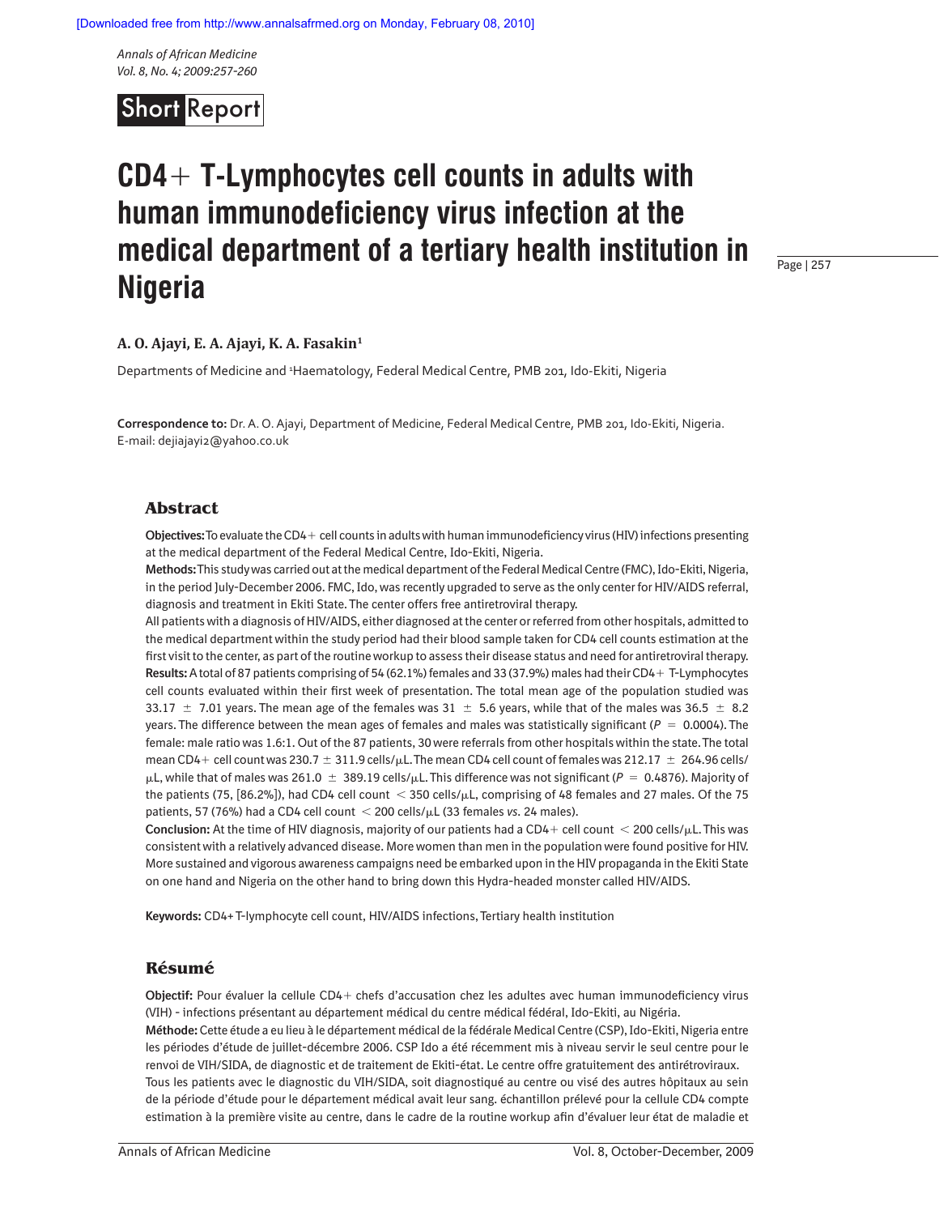Short Report

# CD4+ T-Lymphocytes cell counts in adults with human immunodeficiency virus infection at the medical department of a tertiary health institution in Nigeria

**A. O. Ajayi, E. A. Ajayi, K. A. Fasakin[1]**

Departments of Medicine and [1]Haematology, Federal Medical Centre, PMB 201, Ido-Ekiti, Nigeria

**Correspondence to:** Dr. A. O. Ajayi, Department of Medicine, Federal Medical Centre, PMB 201, Ido-Ekiti, Nigeria. E-mail: dejiajayi2@yahoo.co.uk

## Abstract

**Objectives:** To evaluate the CD4+ cell counts in adults with human immunodeficiency virus (HIV) infections presenting at the medical department of the Federal Medical Centre, Ido-Ekiti, Nigeria.

**Methods:** This study was carried out at the medical department of the Federal Medical Centre (FMC), Ido-Ekiti, Nigeria, in the period July-December 2006. FMC, Ido, was recently upgraded to serve as the only center for HIV/AIDS referral, diagnosis and treatment in Ekiti State. The center offers free antiretroviral therapy.

All patients with a diagnosis of HIV/AIDS, either diagnosed at the center or referred from other hospitals, admitted to the medical department within the study period had their blood sample taken for CD4 cell counts estimation at the first visit to the center, as part of the routine workup to assess their disease status and need for antiretroviral therapy.

**Results:** A total of 87 patients comprising of 54 (62.1%) females and 33 (37.9%) males had their CD4+ T-Lymphocytes cell counts evaluated within their first week of presentation. The total mean age of the population studied was 33.17 ± 7.01 years. The mean age of the females was 31 ± 5.6 years, while that of the males was 36.5 ± 8.2 years. The difference between the mean ages of females and males was statistically significant ($P = 0.0004$). The female: male ratio was 1.6:1. Out of the 87 patients, 30 were referrals from other hospitals within the state. The total mean CD4+ cell count was 230.7 ± 311.9 cells/μL. The mean CD4 cell count of females was 212.17 ± 264.96 cells/μL, while that of males was 261.0 ± 389.19 cells/μL. This difference was not significant ($P = 0.4876$). Majority of the patients (75, [86.2%]), had CD4 cell count < 350 cells/μL, comprising of 48 females and 27 males. Of the 75 patients, 57 (76%) had a CD4 cell count < 200 cells/μL (33 females *vs.* 24 males).

**Conclusion:** At the time of HIV diagnosis, majority of our patients had a CD4+ cell count < 200 cells/μL. This was consistent with a relatively advanced disease. More women than men in the population were found positive for HIV. More sustained and vigorous awareness campaigns need be embarked upon in the HIV propaganda in the Ekiti State on one hand and Nigeria on the other hand to bring down this Hydra-headed monster called HIV/AIDS.

**Keywords:** CD4+ T-lymphocyte cell count, HIV/AIDS infections, Tertiary health institution

## Résumé

**Objectif:** Pour évaluer la cellule CD4+ chefs d'accusation chez les adultes avec human immunodeficiency virus (VIH) - infections présentant au département médical du centre médical fédéral, Ido-Ekiti, au Nigéria.

**Méthode:** Cette étude a eu lieu à le département médical de la fédérale Medical Centre (CSP), Ido-Ekiti, Nigeria entre les périodes d'étude de juillet-décembre 2006. CSP Ido a été récemment mis à niveau servir le seul centre pour le renvoi de VIH/SIDA, de diagnostic et de traitement de Ekiti-état. Le centre offre gratuitement des antirétroviraux.

Tous les patients avec le diagnostic du VIH/SIDA, soit diagnostiqué au centre ou visé des autres hôpitaux au sein de la période d'étude pour le département médical avait leur sang. échantillon prélevé pour la cellule CD4 compte estimation à la première visite au centre, dans le cadre de la routine workup afin d'évaluer leur état de maladie et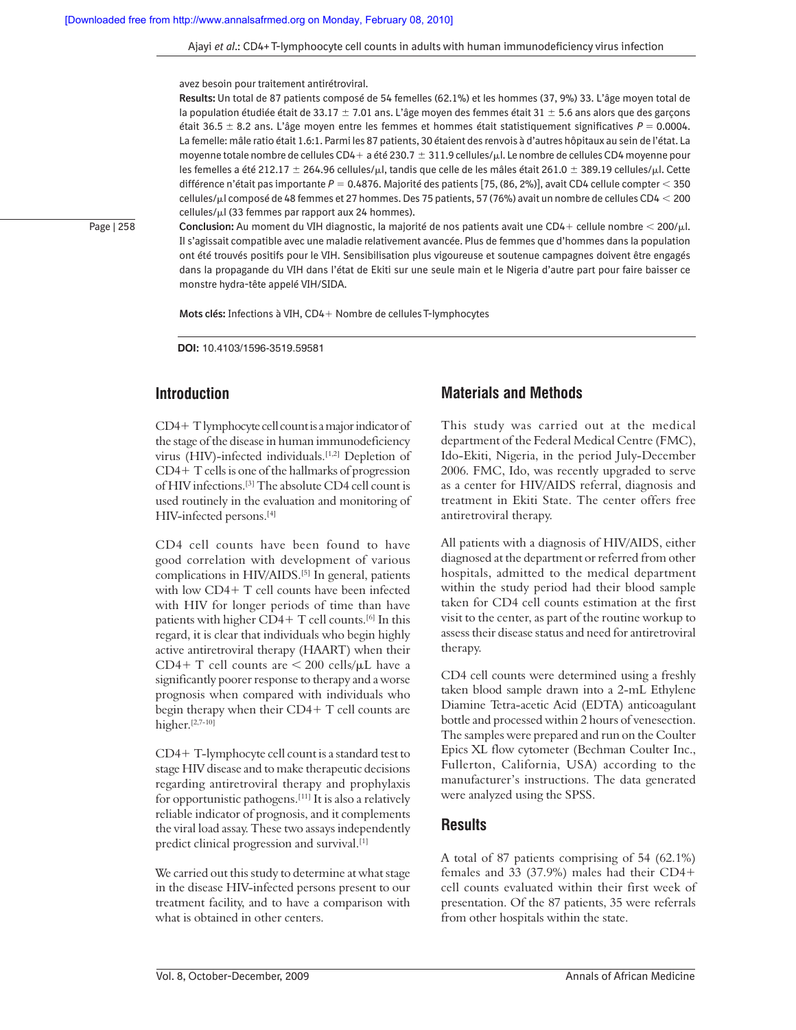avez besoin pour traitement antirétroviral.

**Results:** Un total de 87 patients composé de 54 femelles (62.1%) et les hommes (37, 9%) 33. L'âge moyen total de la population étudiée était de 33.17 ± 7.01 ans. L'âge moyen des femmes était 31 ± 5.6 ans alors que des garçons était 36.5 ± 8.2 ans. L'âge moyen entre les femmes et hommes était statistiquement significatives $P = 0.0004$. La femelle: mâle ratio était 1.6:1. Parmi les 87 patients, 30 étaient des renvois à d'autres hôpitaux au sein de l'état. La moyenne totale nombre de cellules CD4+ a été 230.7 ± 311.9 cellules/μl. Le nombre de cellules CD4 moyenne pour les femelles a été 212.17 ± 264.96 cellules/μl, tandis que celle de les mâles était 261.0 ± 389.19 cellules/μl. Cette différence n'était pas importante $P = 0.4876$. Majorité des patients [75, (86, 2%)], avait CD4 cellule compter < 350 cellules/μl composé de 48 femmes et 27 hommes. Des 75 patients, 57 (76%) avait un nombre de cellules CD4 < 200 cellules/μl (33 femmes par rapport aux 24 hommes).

**Conclusion:** Au moment du VIH diagnostic, la majorité de nos patients avait une CD4+ cellule nombre < 200/μl. Il s'agissait compatible avec une maladie relativement avancée. Plus de femmes que d'hommes dans la population ont été trouvés positifs pour le VIH. Sensibilisation plus vigoureuse et soutenue campagnes doivent être engagés dans la propagande du VIH dans l'état de Ekiti sur une seule main et le Nigeria d'autre part pour faire baisser ce monstre hydra-tête appelé VIH/SIDA.

**Mots clés:** Infections à VIH, CD4+ Nombre de cellules T-lymphocytes

**DOI:** 10.4103/1596-3519.59581

## Introduction

CD4+ T lymphocyte cell count is a major indicator of the stage of the disease in human immunodeficiency virus (HIV)-infected individuals.[1,2] Depletion of CD4+ T cells is one of the hallmarks of progression of HIV infections.[3] The absolute CD4 cell count is used routinely in the evaluation and monitoring of HIV-infected persons.[4]

CD4 cell counts have been found to have good correlation with development of various complications in HIV/AIDS.[5] In general, patients with low CD4+ T cell counts have been infected with HIV for longer periods of time than have patients with higher CD4+ T cell counts.[6] In this regard, it is clear that individuals who begin highly active antiretroviral therapy (HAART) when their CD4+ T cell counts are < 200 cells/μL have a significantly poorer response to therapy and a worse prognosis when compared with individuals who begin therapy when their CD4+ T cell counts are higher.[2,7-10]

CD4+ T-lymphocyte cell count is a standard test to stage HIV disease and to make therapeutic decisions regarding antiretroviral therapy and prophylaxis for opportunistic pathogens.[11] It is also a relatively reliable indicator of prognosis, and it complements the viral load assay. These two assays independently predict clinical progression and survival.[1]

We carried out this study to determine at what stage in the disease HIV-infected persons present to our treatment facility, and to have a comparison with what is obtained in other centers.

## Materials and Methods

This study was carried out at the medical department of the Federal Medical Centre (FMC), Ido-Ekiti, Nigeria, in the period July-December 2006. FMC, Ido, was recently upgraded to serve as a center for HIV/AIDS referral, diagnosis and treatment in Ekiti State. The center offers free antiretroviral therapy.

All patients with a diagnosis of HIV/AIDS, either diagnosed at the department or referred from other hospitals, admitted to the medical department within the study period had their blood sample taken for CD4 cell counts estimation at the first visit to the center, as part of the routine workup to assess their disease status and need for antiretroviral therapy.

CD4 cell counts were determined using a freshly taken blood sample drawn into a 2-mL Ethylene Diamine Tetra-acetic Acid (EDTA) anticoagulant bottle and processed within 2 hours of venesection. The samples were prepared and run on the Coulter Epics XL flow cytometer (Bechman Coulter Inc., Fullerton, California, USA) according to the manufacturer's instructions. The data generated were analyzed using the SPSS.

## Results

A total of 87 patients comprising of 54 (62.1%) females and 33 (37.9%) males had their CD4+ cell counts evaluated within their first week of presentation. Of the 87 patients, 35 were referrals from other hospitals within the state.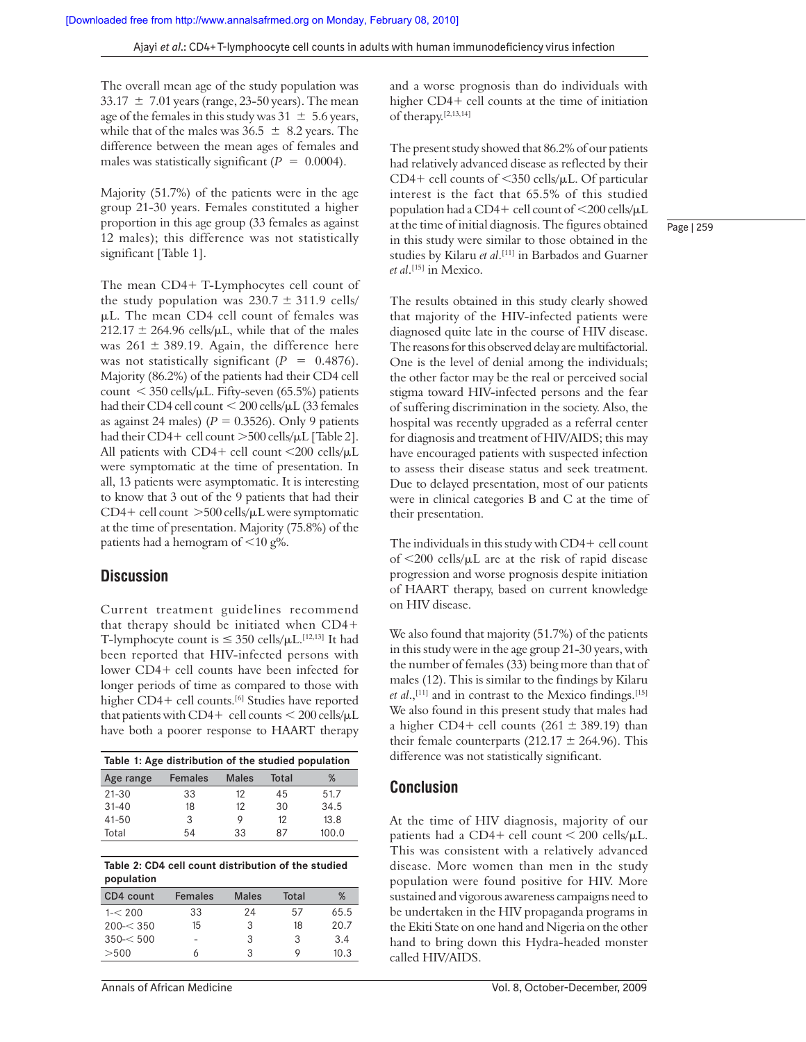The overall mean age of the study population was 33.17 ± 7.01 years (range, 23-50 years). The mean age of the females in this study was 31 ± 5.6 years, while that of the males was 36.5 ± 8.2 years. The difference between the mean ages of females and males was statistically significant ($P = 0.0004$).

Majority (51.7%) of the patients were in the age group 21-30 years. Females constituted a higher proportion in this age group (33 females as against 12 males); this difference was not statistically significant [Table 1].

The mean CD4+ T-Lymphocytes cell count of the study population was 230.7 ± 311.9 cells/µL. The mean CD4 cell count of females was 212.17 ± 264.96 cells/µL, while that of the males was 261 ± 389.19. Again, the difference here was not statistically significant ($P = 0.4876$). Majority (86.2%) of the patients had their CD4 cell count < 350 cells/µL. Fifty-seven (65.5%) patients had their CD4 cell count < 200 cells/µL (33 females as against 24 males) ($P = 0.3526$). Only 9 patients had their CD4+ cell count >500 cells/µL [Table 2]. All patients with CD4+ cell count <200 cells/µL were symptomatic at the time of presentation. In all, 13 patients were asymptomatic. It is interesting to know that 3 out of the 9 patients that had their CD4+ cell count >500 cells/µL were symptomatic at the time of presentation. Majority (75.8%) of the patients had a hemogram of <10 g%.

## Discussion

Current treatment guidelines recommend that therapy should be initiated when CD4+ T-lymphocyte count is ≤ 350 cells/µL.[12,13] It had been reported that HIV-infected persons with lower CD4+ cell counts have been infected for longer periods of time as compared to those with higher CD4+ cell counts.[6] Studies have reported that patients with CD4+ cell counts < 200 cells/µL have both a poorer response to HAART therapy and a worse prognosis than do individuals with higher CD4+ cell counts at the time of initiation of therapy.[2,13,14]

**Table 1: Age distribution of the studied population**

| Age range | Females | Males | Total | % |
|---|---|---|---|---|
| 21-30 | 33 | 12 | 45 | 51.7 |
| 31-40 | 18 | 12 | 30 | 34.5 |
| 41-50 | 3 | 9 | 12 | 13.8 |
| Total | 54 | 33 | 87 | 100.0 |

**Table 2: CD4 cell count distribution of the studied population**

| CD4 count | Females | Males | Total | % |
|---|---|---|---|---|
| 1-< 200 | 33 | 24 | 57 | 65.5 |
| 200-< 350 | 15 | 3 | 18 | 20.7 |
| 350-< 500 | - | 3 | 3 | 3.4 |
| >500 | 6 | 3 | 9 | 10.3 |

The present study showed that 86.2% of our patients had relatively advanced disease as reflected by their CD4+ cell counts of <350 cells/µL. Of particular interest is the fact that 65.5% of this studied population had a CD4+ cell count of <200 cells/µL at the time of initial diagnosis. The figures obtained in this study were similar to those obtained in the studies by Kilaru *et al*.[11] in Barbados and Guarner *et al*.[15] in Mexico.

The results obtained in this study clearly showed that majority of the HIV-infected patients were diagnosed quite late in the course of HIV disease. The reasons for this observed delay are multifactorial. One is the level of denial among the individuals; the other factor may be the real or perceived social stigma toward HIV-infected persons and the fear of suffering discrimination in the society. Also, the hospital was recently upgraded as a referral center for diagnosis and treatment of HIV/AIDS; this may have encouraged patients with suspected infection to assess their disease status and seek treatment. Due to delayed presentation, most of our patients were in clinical categories B and C at the time of their presentation.

The individuals in this study with CD4+ cell count of <200 cells/µL are at the risk of rapid disease progression and worse prognosis despite initiation of HAART therapy, based on current knowledge on HIV disease.

We also found that majority (51.7%) of the patients in this study were in the age group 21-30 years, with the number of females (33) being more than that of males (12). This is similar to the findings by Kilaru *et al*.,[11] and in contrast to the Mexico findings.[15] We also found in this present study that males had a higher CD4+ cell counts (261 ± 389.19) than their female counterparts (212.17 ± 264.96). This difference was not statistically significant.

## Conclusion

At the time of HIV diagnosis, majority of our patients had a CD4+ cell count < 200 cells/µL. This was consistent with a relatively advanced disease. More women than men in the study population were found positive for HIV. More sustained and vigorous awareness campaigns need to be undertaken in the HIV propaganda programs in the Ekiti State on one hand and Nigeria on the other hand to bring down this Hydra-headed monster called HIV/AIDS.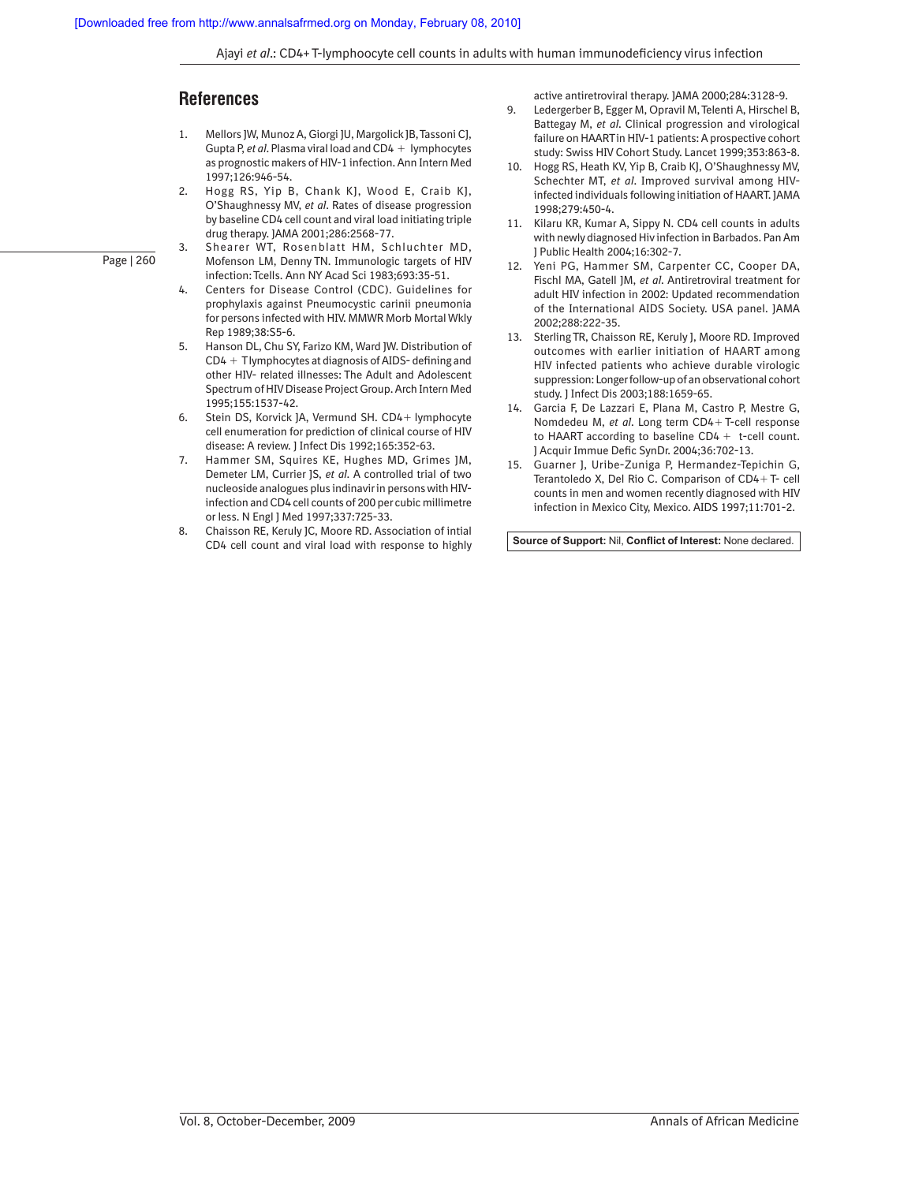## References

1. Mellors JW, Munoz A, Giorgi JU, Margolick JB, Tassoni CJ, Gupta P, *et al*. Plasma viral load and CD4 + lymphocytes as prognostic makers of HIV-1 infection. Ann Intern Med 1997;126:946-54.
2. Hogg RS, Yip B, Chank KJ, Wood E, Craib KJ, O'Shaughnessy MV, *et al*. Rates of disease progression by baseline CD4 cell count and viral load initiating triple drug therapy. JAMA 2001;286:2568-77.
3. Shearer WT, Rosenblatt HM, Schluchter MD, Mofenson LM, Denny TN. Immunologic targets of HIV infection: Tcells. Ann NY Acad Sci 1983;693:35-51.
4. Centers for Disease Control (CDC). Guidelines for prophylaxis against Pneumocystic carinii pneumonia for persons infected with HIV. MMWR Morb Mortal Wkly Rep 1989;38:S5-6.
5. Hanson DL, Chu SY, Farizo KM, Ward JW. Distribution of CD4 + T lymphocytes at diagnosis of AIDS- defining and other HIV- related illnesses: The Adult and Adolescent Spectrum of HIV Disease Project Group. Arch Intern Med 1995;155:1537-42.
6. Stein DS, Korvick JA, Vermund SH. CD4+ lymphocyte cell enumeration for prediction of clinical course of HIV disease: A review. J Infect Dis 1992;165:352-63.
7. Hammer SM, Squires KE, Hughes MD, Grimes JM, Demeter LM, Currier JS, *et al*. A controlled trial of two nucleoside analogues plus indinavir in persons with HIV-infection and CD4 cell counts of 200 per cubic millimetre or less. N Engl J Med 1997;337:725-33.
8. Chaisson RE, Keruly JC, Moore RD. Association of intial CD4 cell count and viral load with response to highly active antiretroviral therapy. JAMA 2000;284:3128-9.
9. Ledergerber B, Egger M, Opravil M, Telenti A, Hirschel B, Battegay M, *et al*. Clinical progression and virological failure on HAART in HIV-1 patients: A prospective cohort study: Swiss HIV Cohort Study. Lancet 1999;353:863-8.
10. Hogg RS, Heath KV, Yip B, Craib KJ, O'Shaughnessy MV, Schechter MT, *et al*. Improved survival among HIV-infected individuals following initiation of HAART. JAMA 1998;279:450-4.
11. Kilaru KR, Kumar A, Sippy N. CD4 cell counts in adults with newly diagnosed Hiv infection in Barbados. Pan Am J Public Health 2004;16:302-7.
12. Yeni PG, Hammer SM, Carpenter CC, Cooper DA, Fischl MA, Gatell JM, *et al*. Antiretroviral treatment for adult HIV infection in 2002: Updated recommendation of the International AIDS Society. USA panel. JAMA 2002;288:222-35.
13. Sterling TR, Chaisson RE, Keruly J, Moore RD. Improved outcomes with earlier initiation of HAART among HIV infected patients who achieve durable virologic suppression: Longer follow-up of an observational cohort study. J Infect Dis 2003;188:1659-65.
14. Garcia F, De Lazzari E, Plana M, Castro P, Mestre G, Nomdedeu M, *et al*. Long term CD4+ T-cell response to HAART according to baseline CD4 + t-cell count. J Acquir Immue Defic SynDr. 2004;36:702-13.
15. Guarner J, Uribe-Zuniga P, Hermandez-Tepichin G, Terantoledo X, Del Rio C. Comparison of CD4+ T- cell counts in men and women recently diagnosed with HIV infection in Mexico City, Mexico. AIDS 1997;11:701-2.

**Source of Support:** Nil, **Conflict of Interest:** None declared.